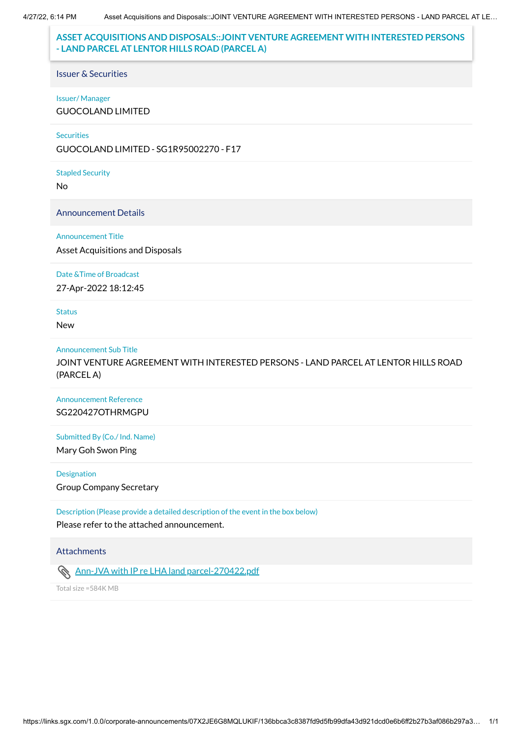# ASSET ACQUISITIONS AND DISPOSALS::JOINT VENTURE AGREEMENT WITH INTERESTED PERSONS - LAND PARCEL AT LENTOR HILLS ROAD (PARCEL A)

## Issuer & Securities

**Issuer/ Manager**

GUOCOLAND LIMITED

**Securities**

GUOCOLAND LIMITED - SG1R95002270 - F17

**Stapled Security**

No

## Announcement Details

**Announcement Title**

Asset Acquisitions and Disposals

**Date &Time of Broadcast**

27-Apr-2022 18:12:45

**Status**

New

**Announcement Sub Title**

JOINT VENTURE AGREEMENT WITH INTERESTED PERSONS - LAND PARCEL AT LENTOR HILLS ROAD (PARCEL A)

**Announcement Reference**

SG220427OTHRMGPU

**Submitted By (Co./ Ind. Name)**

Mary Goh Swon Ping

**Designation**

Group Company Secretary

**Description (Please provide a detailed description of the event in the box below)**

Please refer to the attached announcement.

## Attachments

Ann-JVA with IP re LHA land parcel-270422.pdf

Total size =584K MB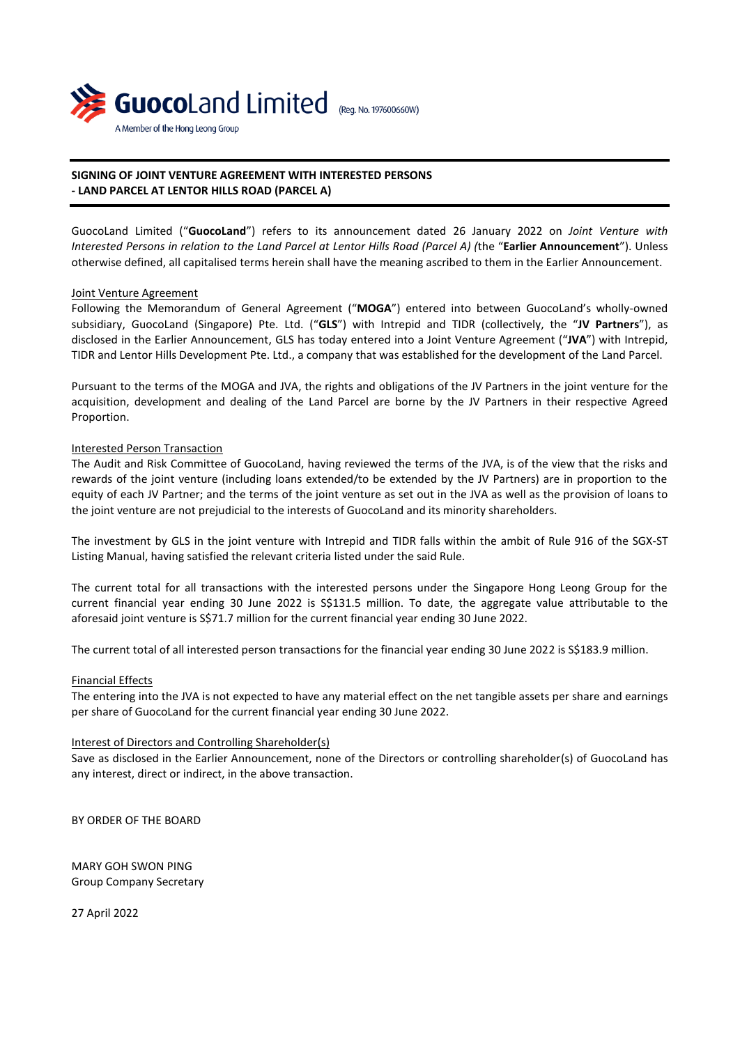GuocoLand Limited (Reg. No. 197600660W)

A Member of the Hong Leong Group

**SIGNING OF JOINT VENTURE AGREEMENT WITH INTERESTED PERSONS**
**- LAND PARCEL AT LENTOR HILLS ROAD (PARCEL A)**

GuocoLand Limited ("**GuocoLand**") refers to its announcement dated 26 January 2022 on *Joint Venture with Interested Persons in relation to the Land Parcel at Lentor Hills Road (Parcel A)* (the "**Earlier Announcement**"). Unless otherwise defined, all capitalised terms herein shall have the meaning ascribed to them in the Earlier Announcement.

Joint Venture Agreement

Following the Memorandum of General Agreement ("**MOGA**") entered into between GuocoLand's wholly-owned subsidiary, GuocoLand (Singapore) Pte. Ltd. ("**GLS**") with Intrepid and TIDR (collectively, the "**JV Partners**"), as disclosed in the Earlier Announcement, GLS has today entered into a Joint Venture Agreement ("**JVA**") with Intrepid, TIDR and Lentor Hills Development Pte. Ltd., a company that was established for the development of the Land Parcel.

Pursuant to the terms of the MOGA and JVA, the rights and obligations of the JV Partners in the joint venture for the acquisition, development and dealing of the Land Parcel are borne by the JV Partners in their respective Agreed Proportion.

Interested Person Transaction

The Audit and Risk Committee of GuocoLand, having reviewed the terms of the JVA, is of the view that the risks and rewards of the joint venture (including loans extended/to be extended by the JV Partners) are in proportion to the equity of each JV Partner; and the terms of the joint venture as set out in the JVA as well as the provision of loans to the joint venture are not prejudicial to the interests of GuocoLand and its minority shareholders.

The investment by GLS in the joint venture with Intrepid and TIDR falls within the ambit of Rule 916 of the SGX-ST Listing Manual, having satisfied the relevant criteria listed under the said Rule.

The current total for all transactions with the interested persons under the Singapore Hong Leong Group for the current financial year ending 30 June 2022 is S$131.5 million. To date, the aggregate value attributable to the aforesaid joint venture is S$71.7 million for the current financial year ending 30 June 2022.

The current total of all interested person transactions for the financial year ending 30 June 2022 is S$183.9 million.

Financial Effects

The entering into the JVA is not expected to have any material effect on the net tangible assets per share and earnings per share of GuocoLand for the current financial year ending 30 June 2022.

Interest of Directors and Controlling Shareholder(s)

Save as disclosed in the Earlier Announcement, none of the Directors or controlling shareholder(s) of GuocoLand has any interest, direct or indirect, in the above transaction.

BY ORDER OF THE BOARD

MARY GOH SWON PING
Group Company Secretary

27 April 2022